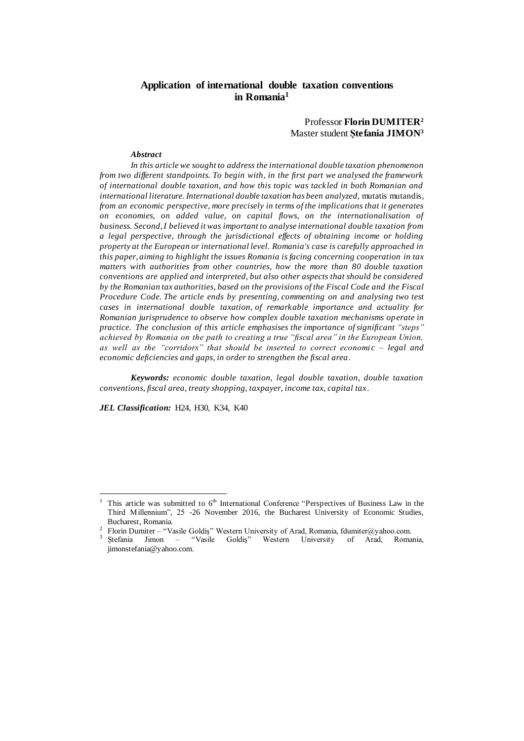# Application of international double taxation conventions in Romania[1]

Professor **Florin DUMITER**[2]
Master student **Ștefania JIMON**[3]

***Abstract***

*In this article we sought to address the international double taxation phenomenon from two different standpoints. To begin with, in the first part we analysed the framework of international double taxation, and how this topic was tackled in both Romanian and international literature. International double taxation has been analyzed,* mutatis mutandis*, from an economic perspective, more precisely in terms of the implications that it generates on economies, on added value, on capital flows, on the internationalisation of business. Second, I believed it was important to analyse international double taxation from a legal perspective, through the jurisdictional effects of obtaining income or holding property at the European or international level. Romania's case is carefully approached in this paper, aiming to highlight the issues Romania is facing concerning cooperation in tax matters with authorities from other countries, how the more than 80 double taxation conventions are applied and interpreted, but also other aspects that should be considered by the Romanian tax authorities, based on the provisions of the Fiscal Code and the Fiscal Procedure Code. The article ends by presenting, commenting on and analysing two test cases in international double taxation, of remarkable importance and actuality for Romanian jurisprudence to observe how complex double taxation mechanisms operate in practice. The conclusion of this article emphasises the importance of significant "steps" achieved by Romania on the path to creating a true "fiscal area" in the European Union, as well as the "corridors" that should be inserted to correct economic – legal and economic deficiencies and gaps, in order to strengthen the fiscal area.*

***Keywords:*** *economic double taxation, legal double taxation, double taxation conventions, fiscal area, treaty shopping, taxpayer, income tax, capital tax.*

***JEL Classification:*** H24, H30, K34, K40

---

[1] This article was submitted to 6th International Conference "Perspectives of Business Law in the Third Millennium", 25 -26 November 2016, the Bucharest University of Economic Studies, Bucharest, Romania.

[2] Florin Dumiter – "Vasile Goldiș" Western University of Arad, Romania, fdumiter@yahoo.com.

[3] Ștefania Jimon – "Vasile Goldiș" Western University of Arad, Romania, jimonstefania@yahoo.com.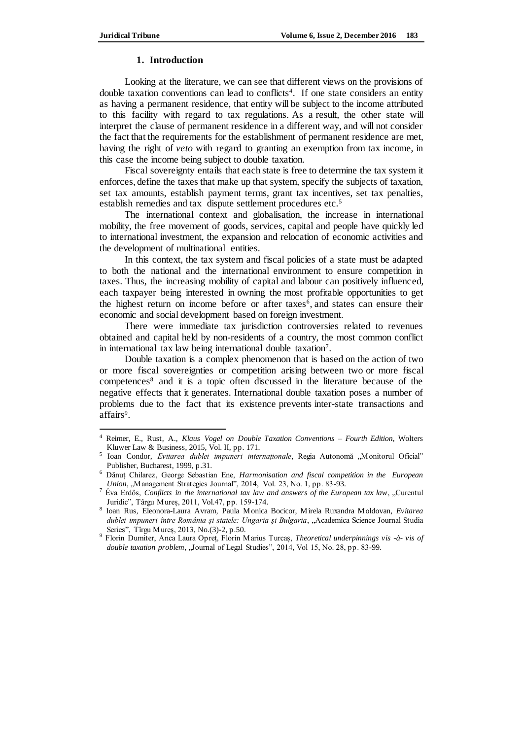## 1. Introduction

Looking at the literature, we can see that different views on the provisions of double taxation conventions can lead to conflicts[4]. If one state considers an entity as having a permanent residence, that entity will be subject to the income attributed to this facility with regard to tax regulations. As a result, the other state will interpret the clause of permanent residence in a different way, and will not consider the fact that the requirements for the establishment of permanent residence are met, having the right of *veto* with regard to granting an exemption from tax income, in this case the income being subject to double taxation.

Fiscal sovereignty entails that each state is free to determine the tax system it enforces, define the taxes that make up that system, specify the subjects of taxation, set tax amounts, establish payment terms, grant tax incentives, set tax penalties, establish remedies and tax dispute settlement procedures etc.[5]

The international context and globalisation, the increase in international mobility, the free movement of goods, services, capital and people have quickly led to international investment, the expansion and relocation of economic activities and the development of multinational entities.

In this context, the tax system and fiscal policies of a state must be adapted to both the national and the international environment to ensure competition in taxes. Thus, the increasing mobility of capital and labour can positively influenced, each taxpayer being interested in owning the most profitable opportunities to get the highest return on income before or after taxes[6], and states can ensure their economic and social development based on foreign investment.

There were immediate tax jurisdiction controversies related to revenues obtained and capital held by non-residents of a country, the most common conflict in international tax law being international double taxation[7].

Double taxation is a complex phenomenon that is based on the action of two or more fiscal sovereignties or competition arising between two or more fiscal competences[8] and it is a topic often discussed in the literature because of the negative effects that it generates. International double taxation poses a number of problems due to the fact that its existence prevents inter-state transactions and affairs[9].

---

[4] Reimer, E., Rust, A., *Klaus Vogel on Double Taxation Conventions – Fourth Edition*, Wolters Kluwer Law & Business, 2015, Vol. II, pp. 171.

[5] Ioan Condor, *Evitarea dublei impuneri internaționale*, Regia Autonomă „Monitorul Oficial" Publisher, Bucharest, 1999, p.31.

[6] Dănuț Chilarez, George Sebastian Ene, *Harmonisation and fiscal competition in the European Union*, „Management Strategies Journal", 2014, Vol. 23, No. 1, pp. 83-93.

[7] Éva Erdős, *Conflicts in the international tax law and answers of the European tax law*, „Curentul Juridic", Târgu Mureș, 2011, Vol.47, pp. 159-174.

[8] Ioan Rus, Eleonora-Laura Avram, Paula Monica Bocicor, Mirela Ruxandra Moldovan, *Evitarea dublei impuneri între România și statele: Ungaria și Bulgaria*, „Academica Science Journal Studia Series", Tîrgu Mureș, 2013, No.(3)-2, p.50.

[9] Florin Dumiter, Anca Laura Opreț, Florin Marius Turcaș, *Theoretical underpinnings vis -à- vis of double taxation problem*, „Journal of Legal Studies", 2014, Vol 15, No. 28, pp. 83-99.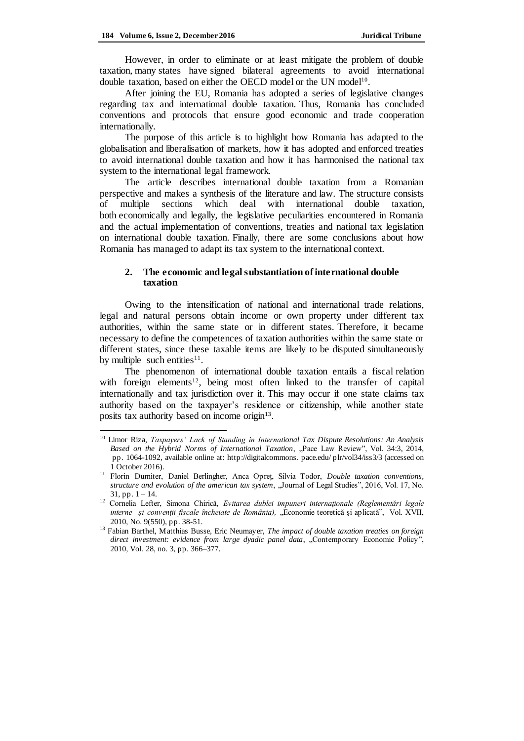However, in order to eliminate or at least mitigate the problem of double taxation, many states have signed bilateral agreements to avoid international double taxation, based on either the OECD model or the UN model[10].

After joining the EU, Romania has adopted a series of legislative changes regarding tax and international double taxation. Thus, Romania has concluded conventions and protocols that ensure good economic and trade cooperation internationally.

The purpose of this article is to highlight how Romania has adapted to the globalisation and liberalisation of markets, how it has adopted and enforced treaties to avoid international double taxation and how it has harmonised the national tax system to the international legal framework.

The article describes international double taxation from a Romanian perspective and makes a synthesis of the literature and law. The structure consists of multiple sections which deal with international double taxation, both economically and legally, the legislative peculiarities encountered in Romania and the actual implementation of conventions, treaties and national tax legislation on international double taxation. Finally, there are some conclusions about how Romania has managed to adapt its tax system to the international context.

## 2. The economic and legal substantiation of international double taxation

Owing to the intensification of national and international trade relations, legal and natural persons obtain income or own property under different tax authorities, within the same state or in different states. Therefore, it became necessary to define the competences of taxation authorities within the same state or different states, since these taxable items are likely to be disputed simultaneously by multiple such entities[11].

The phenomenon of international double taxation entails a fiscal relation with foreign elements[12], being most often linked to the transfer of capital internationally and tax jurisdiction over it. This may occur if one state claims tax authority based on the taxpayer's residence or citizenship, while another state posits tax authority based on income origin[13].

---

[10] Limor Riza, *Taxpayers' Lack of Standing in International Tax Dispute Resolutions: An Analysis Based on the Hybrid Norms of International Taxation*, „Pace Law Review", Vol. 34:3, 2014, pp. 1064-1092, available online at: http://digitalcommons. pace.edu/ plr/vol34/iss3/3 (accessed on 1 October 2016).

[11] Florin Dumiter, Daniel Berlingher, Anca Opreț, Silvia Todor, *Double taxation conventions, structure and evolution of the american tax system*, „Journal of Legal Studies", 2016, Vol. 17, No. 31, pp. 1 – 14.

[12] Cornelia Lefter, Simona Chirică, *Evitarea dublei impuneri internaționale (Reglementări legale interne și convenții fiscale încheiate de România),* „Economie teoretică şi aplicată", Vol. XVII, 2010, No. 9(550), pp. 38-51.

[13] Fabian Barthel, Matthias Busse, Eric Neumayer, *The impact of double taxation treaties on foreign direct investment: evidence from large dyadic panel data*, „Contemporary Economic Policy", 2010, Vol. 28, no. 3, pp. 366–377.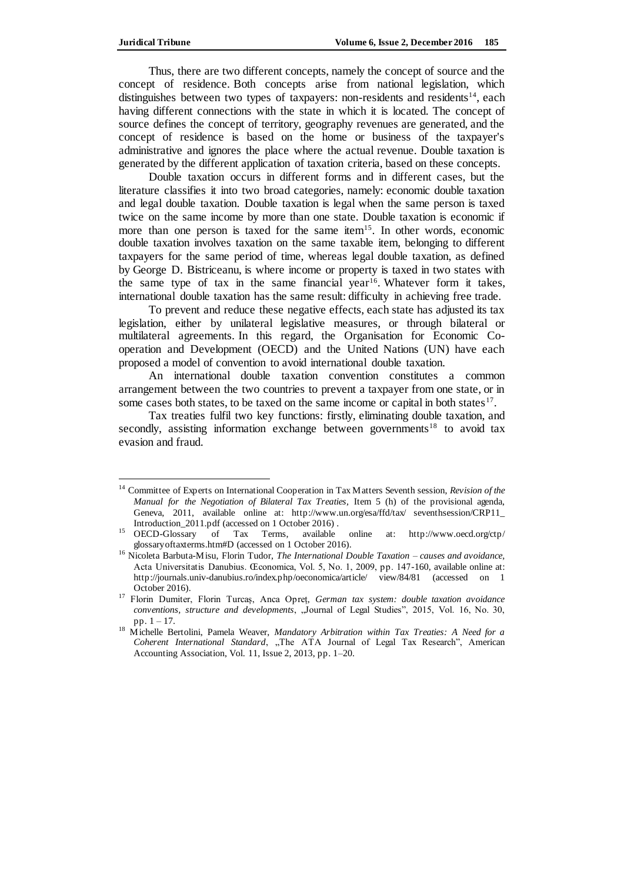Thus, there are two different concepts, namely the concept of source and the concept of residence. Both concepts arise from national legislation, which distinguishes between two types of taxpayers: non-residents and residents[14], each having different connections with the state in which it is located. The concept of source defines the concept of territory, geography revenues are generated, and the concept of residence is based on the home or business of the taxpayer's administrative and ignores the place where the actual revenue. Double taxation is generated by the different application of taxation criteria, based on these concepts.

Double taxation occurs in different forms and in different cases, but the literature classifies it into two broad categories, namely: economic double taxation and legal double taxation. Double taxation is legal when the same person is taxed twice on the same income by more than one state. Double taxation is economic if more than one person is taxed for the same item[15]. In other words, economic double taxation involves taxation on the same taxable item, belonging to different taxpayers for the same period of time, whereas legal double taxation, as defined by George D. Bistriceanu, is where income or property is taxed in two states with the same type of tax in the same financial year[16]. Whatever form it takes, international double taxation has the same result: difficulty in achieving free trade.

To prevent and reduce these negative effects, each state has adjusted its tax legislation, either by unilateral legislative measures, or through bilateral or multilateral agreements. In this regard, the Organisation for Economic Co-operation and Development (OECD) and the United Nations (UN) have each proposed a model of convention to avoid international double taxation.

An international double taxation convention constitutes a common arrangement between the two countries to prevent a taxpayer from one state, or in some cases both states, to be taxed on the same income or capital in both states[17].

Tax treaties fulfil two key functions: firstly, eliminating double taxation, and secondly, assisting information exchange between governments[18] to avoid tax evasion and fraud.

---

[14] Committee of Experts on International Cooperation in Tax Matters Seventh session, *Revision of the Manual for the Negotiation of Bilateral Tax Treaties*, Item 5 (h) of the provisional agenda, Geneva, 2011, available online at: http://www.un.org/esa/ffd/tax/ seventhsession/CRP11_ Introduction_2011.pdf (accessed on 1 October 2016) .

[15] OECD-Glossary of Tax Terms, available online at: http://www.oecd.org/ctp/ glossaryoftaxterms.htm#D (accessed on 1 October 2016).

[16] Nicoleta Barbuta-Misu, Florin Tudor, *The International Double Taxation – causes and avoidance*, Acta Universitatis Danubius. Œconomica, Vol. 5, No. 1, 2009, pp. 147-160, available online at: http://journals.univ-danubius.ro/index.php/oeconomica/article/ view/84/81 (accessed on 1 October 2016).

[17] Florin Dumiter, Florin Turcaș, Anca Opreț, *German tax system: double taxation avoidance conventions, structure and developments*, „Journal of Legal Studies", 2015, Vol. 16, No. 30, pp. 1 – 17.

[18] Michelle Bertolini, Pamela Weaver, *Mandatory Arbitration within Tax Treaties: A Need for a Coherent International Standard*, „The ATA Journal of Legal Tax Research", American Accounting Association, Vol. 11, Issue 2, 2013, pp. 1–20.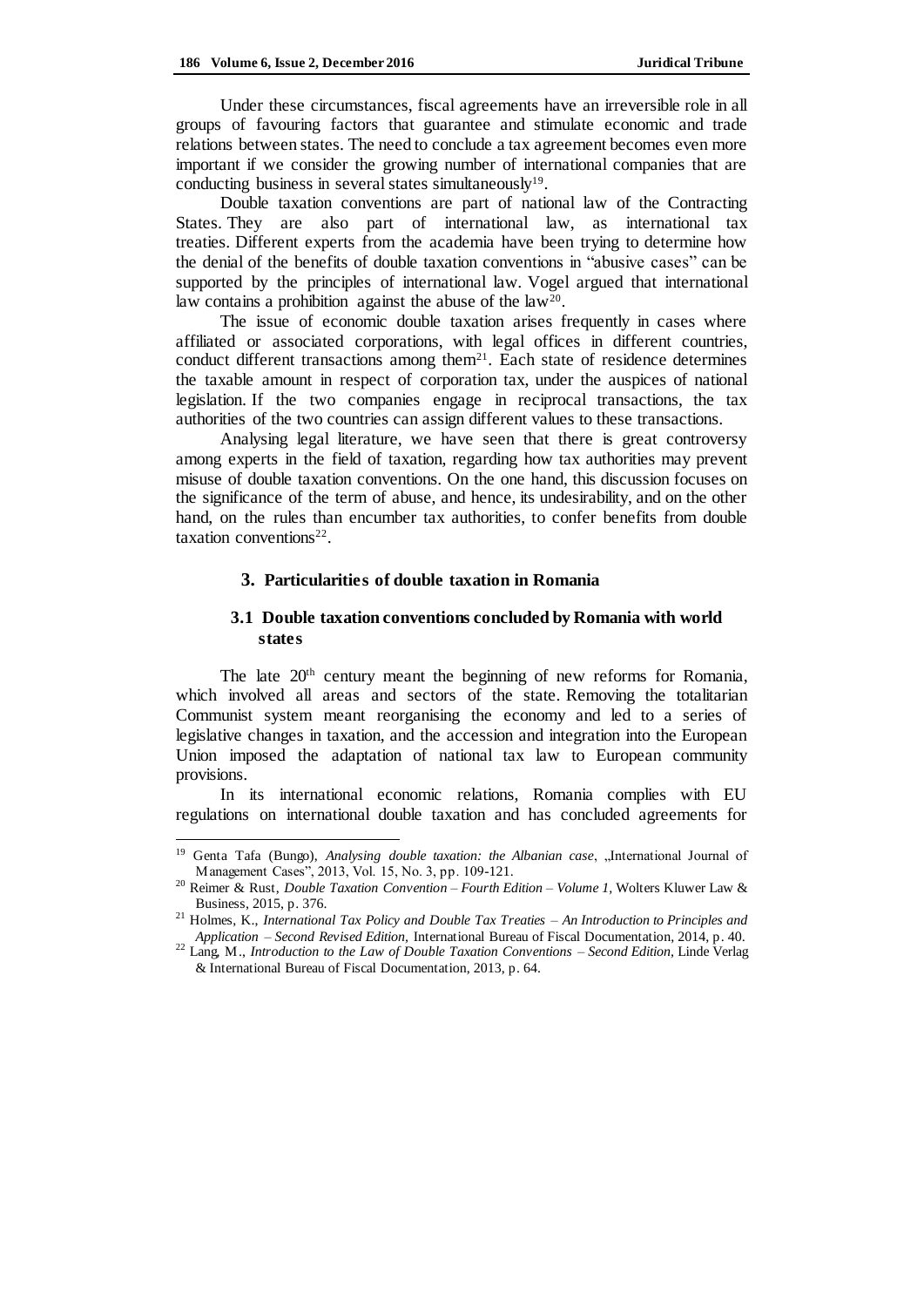Under these circumstances, fiscal agreements have an irreversible role in all groups of favouring factors that guarantee and stimulate economic and trade relations between states. The need to conclude a tax agreement becomes even more important if we consider the growing number of international companies that are conducting business in several states simultaneously[19].

Double taxation conventions are part of national law of the Contracting States. They are also part of international law, as international tax treaties. Different experts from the academia have been trying to determine how the denial of the benefits of double taxation conventions in "abusive cases" can be supported by the principles of international law. Vogel argued that international law contains a prohibition against the abuse of the law[20].

The issue of economic double taxation arises frequently in cases where affiliated or associated corporations, with legal offices in different countries, conduct different transactions among them[21]. Each state of residence determines the taxable amount in respect of corporation tax, under the auspices of national legislation. If the two companies engage in reciprocal transactions, the tax authorities of the two countries can assign different values to these transactions.

Analysing legal literature, we have seen that there is great controversy among experts in the field of taxation, regarding how tax authorities may prevent misuse of double taxation conventions. On the one hand, this discussion focuses on the significance of the term of abuse, and hence, its undesirability, and on the other hand, on the rules than encumber tax authorities, to confer benefits from double taxation conventions[22].

## 3. Particularities of double taxation in Romania

### 3.1 Double taxation conventions concluded by Romania with world states

The late 20[th] century meant the beginning of new reforms for Romania, which involved all areas and sectors of the state. Removing the totalitarian Communist system meant reorganising the economy and led to a series of legislative changes in taxation, and the accession and integration into the European Union imposed the adaptation of national tax law to European community provisions.

In its international economic relations, Romania complies with EU regulations on international double taxation and has concluded agreements for

---

[19] Genta Tafa (Bungo), *Analysing double taxation: the Albanian case*, „International Journal of Management Cases", 2013, Vol. 15, No. 3, pp. 109-121.

[20] Reimer & Rust, *Double Taxation Convention – Fourth Edition – Volume 1*, Wolters Kluwer Law & Business, 2015, p. 376.

[21] Holmes, K., *International Tax Policy and Double Tax Treaties – An Introduction to Principles and Application – Second Revised Edition*, International Bureau of Fiscal Documentation, 2014, p. 40.

[22] Lang, M., *Introduction to the Law of Double Taxation Conventions – Second Edition*, Linde Verlag & International Bureau of Fiscal Documentation, 2013, p. 64.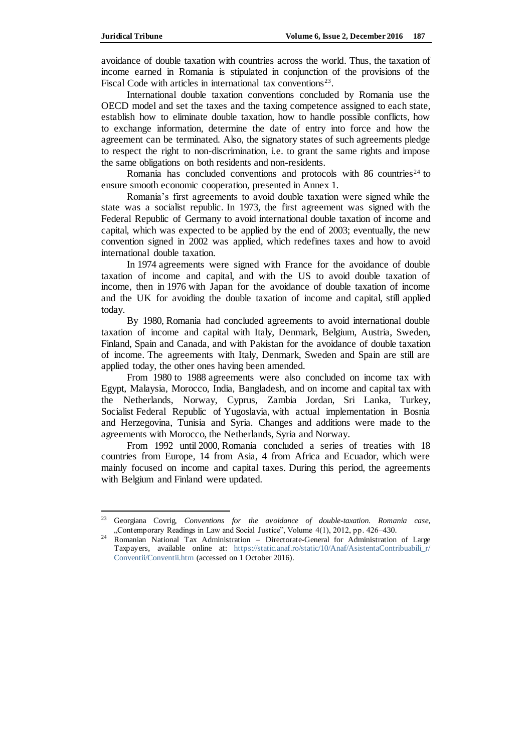avoidance of double taxation with countries across the world. Thus, the taxation of income earned in Romania is stipulated in conjunction of the provisions of the Fiscal Code with articles in international tax conventions[23].

International double taxation conventions concluded by Romania use the OECD model and set the taxes and the taxing competence assigned to each state, establish how to eliminate double taxation, how to handle possible conflicts, how to exchange information, determine the date of entry into force and how the agreement can be terminated. Also, the signatory states of such agreements pledge to respect the right to non-discrimination, i.e. to grant the same rights and impose the same obligations on both residents and non-residents.

Romania has concluded conventions and protocols with 86 countries[24] to ensure smooth economic cooperation, presented in Annex 1.

Romania's first agreements to avoid double taxation were signed while the state was a socialist republic. In 1973, the first agreement was signed with the Federal Republic of Germany to avoid international double taxation of income and capital, which was expected to be applied by the end of 2003; eventually, the new convention signed in 2002 was applied, which redefines taxes and how to avoid international double taxation.

In 1974 agreements were signed with France for the avoidance of double taxation of income and capital, and with the US to avoid double taxation of income, then in 1976 with Japan for the avoidance of double taxation of income and the UK for avoiding the double taxation of income and capital, still applied today.

By 1980, Romania had concluded agreements to avoid international double taxation of income and capital with Italy, Denmark, Belgium, Austria, Sweden, Finland, Spain and Canada, and with Pakistan for the avoidance of double taxation of income. The agreements with Italy, Denmark, Sweden and Spain are still are applied today, the other ones having been amended.

From 1980 to 1988 agreements were also concluded on income tax with Egypt, Malaysia, Morocco, India, Bangladesh, and on income and capital tax with the Netherlands, Norway, Cyprus, Zambia Jordan, Sri Lanka, Turkey, Socialist Federal Republic of Yugoslavia, with actual implementation in Bosnia and Herzegovina, Tunisia and Syria. Changes and additions were made to the agreements with Morocco, the Netherlands, Syria and Norway.

From 1992 until 2000, Romania concluded a series of treaties with 18 countries from Europe, 14 from Asia, 4 from Africa and Ecuador, which were mainly focused on income and capital taxes. During this period, the agreements with Belgium and Finland were updated.

---

[23] Georgiana Covrig, *Conventions for the avoidance of double-taxation. Romania case*, „Contemporary Readings in Law and Social Justice", Volume 4(1), 2012, pp. 426–430.

[24] Romanian National Tax Administration – Directorate-General for Administration of Large Taxpayers, available online at: https://static.anaf.ro/static/10/Anaf/AsistentaContribuabili_r/Conventii/Conventii.htm (accessed on 1 October 2016).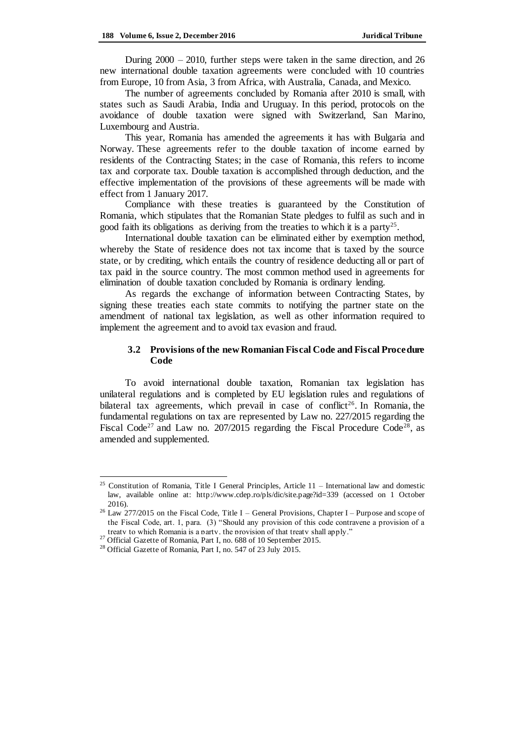During 2000 – 2010, further steps were taken in the same direction, and 26 new international double taxation agreements were concluded with 10 countries from Europe, 10 from Asia, 3 from Africa, with Australia, Canada, and Mexico.

The number of agreements concluded by Romania after 2010 is small, with states such as Saudi Arabia, India and Uruguay. In this period, protocols on the avoidance of double taxation were signed with Switzerland, San Marino, Luxembourg and Austria.

This year, Romania has amended the agreements it has with Bulgaria and Norway. These agreements refer to the double taxation of income earned by residents of the Contracting States; in the case of Romania, this refers to income tax and corporate tax. Double taxation is accomplished through deduction, and the effective implementation of the provisions of these agreements will be made with effect from 1 January 2017.

Compliance with these treaties is guaranteed by the Constitution of Romania, which stipulates that the Romanian State pledges to fulfil as such and in good faith its obligations as deriving from the treaties to which it is a party[25].

International double taxation can be eliminated either by exemption method, whereby the State of residence does not tax income that is taxed by the source state, or by crediting, which entails the country of residence deducting all or part of tax paid in the source country. The most common method used in agreements for elimination of double taxation concluded by Romania is ordinary lending.

As regards the exchange of information between Contracting States, by signing these treaties each state commits to notifying the partner state on the amendment of national tax legislation, as well as other information required to implement the agreement and to avoid tax evasion and fraud.

### 3.2 Provisions of the new Romanian Fiscal Code and Fiscal Procedure Code

To avoid international double taxation, Romanian tax legislation has unilateral regulations and is completed by EU legislation rules and regulations of bilateral tax agreements, which prevail in case of conflict[26]. In Romania, the fundamental regulations on tax are represented by Law no. 227/2015 regarding the Fiscal Code[27] and Law no. 207/2015 regarding the Fiscal Procedure Code[28], as amended and supplemented.

---

[25] Constitution of Romania, Title I General Principles, Article 11 – International law and domestic law, available online at: http://www.cdep.ro/pls/dic/site.page?id=339 (accessed on 1 October 2016).

[26] Law 277/2015 on the Fiscal Code, Title I – General Provisions, Chapter I – Purpose and scope of the Fiscal Code, art. 1, para. (3) "Should any provision of this code contravene a provision of a treaty to which Romania is a party, the provision of that treaty shall apply."

[27] Official Gazette of Romania, Part I, no. 688 of 10 September 2015.

[28] Official Gazette of Romania, Part I, no. 547 of 23 July 2015.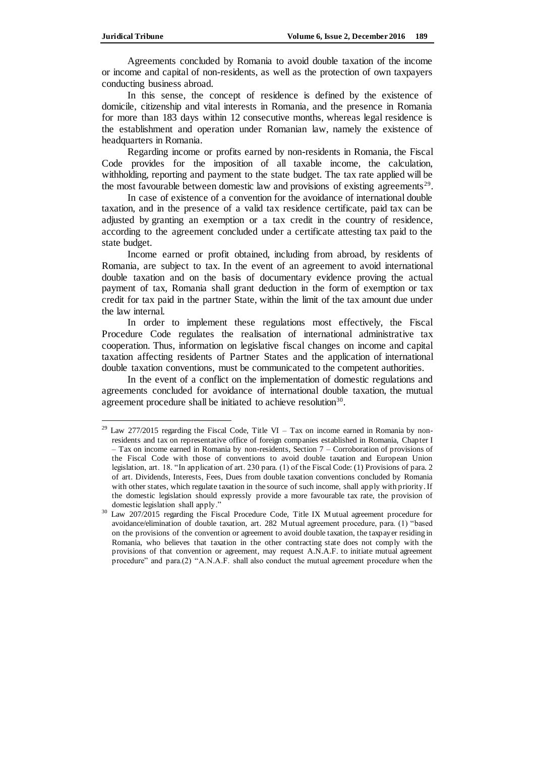Agreements concluded by Romania to avoid double taxation of the income or income and capital of non-residents, as well as the protection of own taxpayers conducting business abroad.

In this sense, the concept of residence is defined by the existence of domicile, citizenship and vital interests in Romania, and the presence in Romania for more than 183 days within 12 consecutive months, whereas legal residence is the establishment and operation under Romanian law, namely the existence of headquarters in Romania.

Regarding income or profits earned by non-residents in Romania, the Fiscal Code provides for the imposition of all taxable income, the calculation, withholding, reporting and payment to the state budget. The tax rate applied will be the most favourable between domestic law and provisions of existing agreements[29].

In case of existence of a convention for the avoidance of international double taxation, and in the presence of a valid tax residence certificate, paid tax can be adjusted by granting an exemption or a tax credit in the country of residence, according to the agreement concluded under a certificate attesting tax paid to the state budget.

Income earned or profit obtained, including from abroad, by residents of Romania, are subject to tax. In the event of an agreement to avoid international double taxation and on the basis of documentary evidence proving the actual payment of tax, Romania shall grant deduction in the form of exemption or tax credit for tax paid in the partner State, within the limit of the tax amount due under the law internal.

In order to implement these regulations most effectively, the Fiscal Procedure Code regulates the realisation of international administrative tax cooperation. Thus, information on legislative fiscal changes on income and capital taxation affecting residents of Partner States and the application of international double taxation conventions, must be communicated to the competent authorities.

In the event of a conflict on the implementation of domestic regulations and agreements concluded for avoidance of international double taxation, the mutual agreement procedure shall be initiated to achieve resolution[30].

---

[29] Law 277/2015 regarding the Fiscal Code, Title VI – Tax on income earned in Romania by non-residents and tax on representative office of foreign companies established in Romania, Chapter I – Tax on income earned in Romania by non-residents, Section 7 – Corroboration of provisions of the Fiscal Code with those of conventions to avoid double taxation and European Union legislation, art. 18. "In application of art. 230 para. (1) of the Fiscal Code: (1) Provisions of para. 2 of art. Dividends, Interests, Fees, Dues from double taxation conventions concluded by Romania with other states, which regulate taxation in the source of such income, shall apply with priority. If the domestic legislation should expressly provide a more favourable tax rate, the provision of domestic legislation shall apply."

[30] Law 207/2015 regarding the Fiscal Procedure Code, Title IX Mutual agreement procedure for avoidance/elimination of double taxation, art. 282 Mutual agreement procedure, para. (1) "based on the provisions of the convention or agreement to avoid double taxation, the taxpayer residing in Romania, who believes that taxation in the other contracting state does not comply with the provisions of that convention or agreement, may request A.N.A.F. to initiate mutual agreement procedure" and para.(2) "A.N.A.F. shall also conduct the mutual agreement procedure when the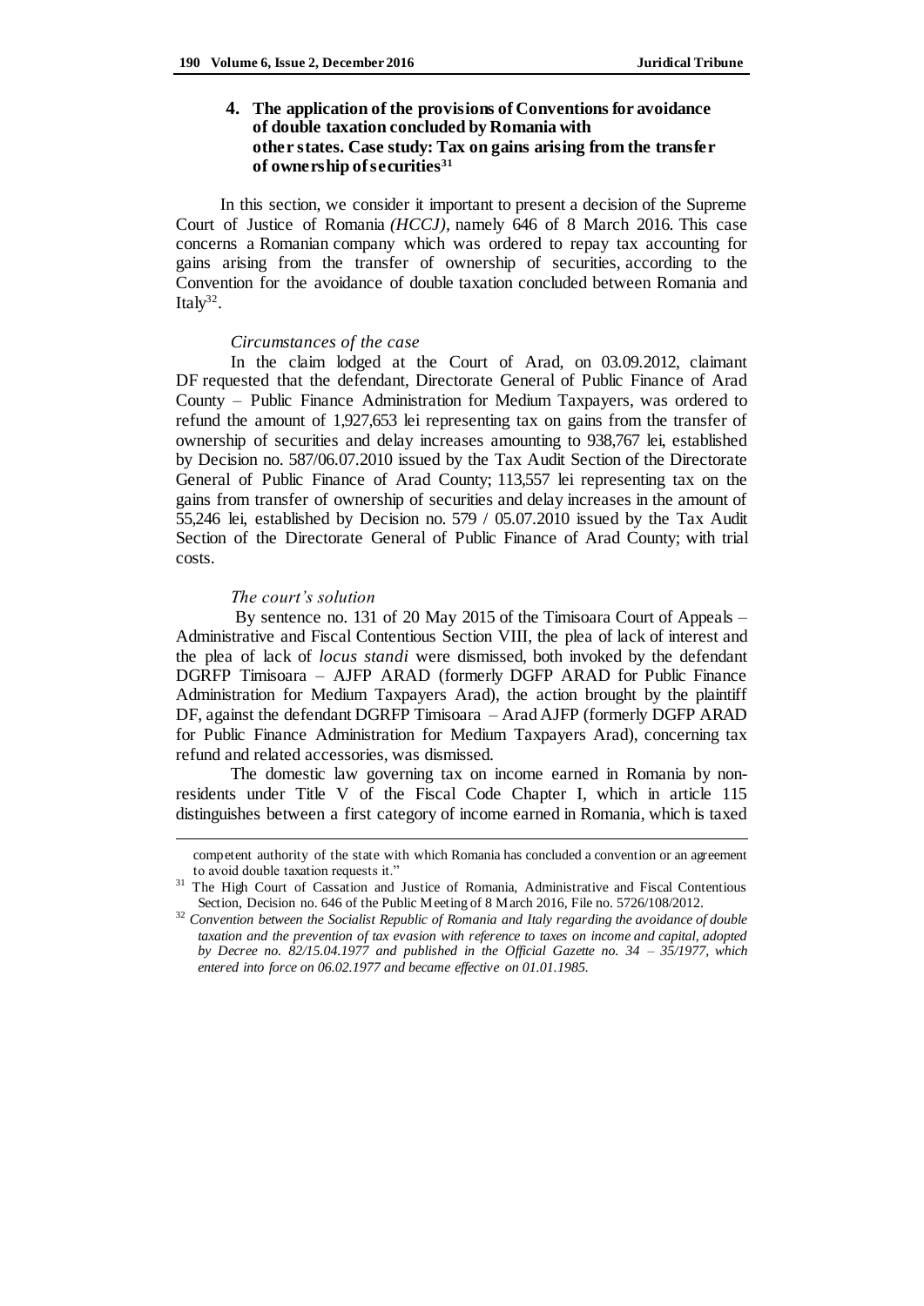## 4. The application of the provisions of Conventions for avoidance of double taxation concluded by Romania with other states. Case study: Tax on gains arising from the transfer of ownership of securities[31]

In this section, we consider it important to present a decision of the Supreme Court of Justice of Romania *(HCCJ)*, namely 646 of 8 March 2016. This case concerns a Romanian company which was ordered to repay tax accounting for gains arising from the transfer of ownership of securities, according to the Convention for the avoidance of double taxation concluded between Romania and Italy[32].

*Circumstances of the case*

In the claim lodged at the Court of Arad, on 03.09.2012, claimant DF requested that the defendant, Directorate General of Public Finance of Arad County – Public Finance Administration for Medium Taxpayers, was ordered to refund the amount of 1,927,653 lei representing tax on gains from the transfer of ownership of securities and delay increases amounting to 938,767 lei, established by Decision no. 587/06.07.2010 issued by the Tax Audit Section of the Directorate General of Public Finance of Arad County; 113,557 lei representing tax on the gains from transfer of ownership of securities and delay increases in the amount of 55,246 lei, established by Decision no. 579 / 05.07.2010 issued by the Tax Audit Section of the Directorate General of Public Finance of Arad County; with trial costs.

*The court's solution*

By sentence no. 131 of 20 May 2015 of the Timisoara Court of Appeals – Administrative and Fiscal Contentious Section VIII, the plea of lack of interest and the plea of lack of *locus standi* were dismissed, both invoked by the defendant DGRFP Timisoara – AJFP ARAD (formerly DGFP ARAD for Public Finance Administration for Medium Taxpayers Arad), the action brought by the plaintiff DF, against the defendant DGRFP Timisoara – Arad AJFP (formerly DGFP ARAD for Public Finance Administration for Medium Taxpayers Arad), concerning tax refund and related accessories, was dismissed.

The domestic law governing tax on income earned in Romania by non-residents under Title V of the Fiscal Code Chapter I, which in article 115 distinguishes between a first category of income earned in Romania, which is taxed

---

competent authority of the state with which Romania has concluded a convention or an agreement to avoid double taxation requests it."

[31] The High Court of Cassation and Justice of Romania, Administrative and Fiscal Contentious Section, Decision no. 646 of the Public Meeting of 8 March 2016, File no. 5726/108/2012.

[32] *Convention between the Socialist Republic of Romania and Italy regarding the avoidance of double taxation and the prevention of tax evasion with reference to taxes on income and capital, adopted by Decree no. 82/15.04.1977 and published in the Official Gazette no. 34 – 35/1977, which entered into force on 06.02.1977 and became effective on 01.01.1985.*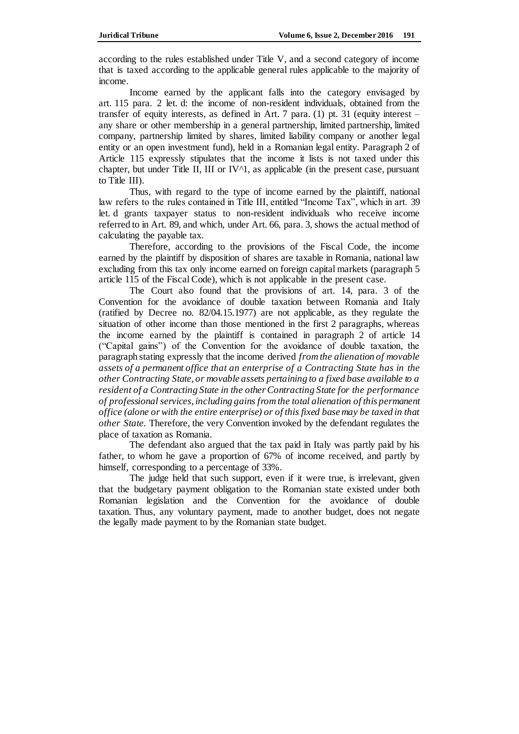according to the rules established under Title V, and a second category of income that is taxed according to the applicable general rules applicable to the majority of income.

Income earned by the applicant falls into the category envisaged by art. 115 para. 2 let. d: the income of non-resident individuals, obtained from the transfer of equity interests, as defined in Art. 7 para. (1) pt. 31 (equity interest – any share or other membership in a general partnership, limited partnership, limited company, partnership limited by shares, limited liability company or another legal entity or an open investment fund), held in a Romanian legal entity. Paragraph 2 of Article 115 expressly stipulates that the income it lists is not taxed under this chapter, but under Title II, III or IV^1, as applicable (in the present case, pursuant to Title III).

Thus, with regard to the type of income earned by the plaintiff, national law refers to the rules contained in Title III, entitled "Income Tax", which in art. 39 let. d grants taxpayer status to non-resident individuals who receive income referred to in Art. 89, and which, under Art. 66, para. 3, shows the actual method of calculating the payable tax.

Therefore, according to the provisions of the Fiscal Code, the income earned by the plaintiff by disposition of shares are taxable in Romania, national law excluding from this tax only income earned on foreign capital markets (paragraph 5 article 115 of the Fiscal Code), which is not applicable in the present case.

The Court also found that the provisions of art. 14, para. 3 of the Convention for the avoidance of double taxation between Romania and Italy (ratified by Decree no. 82/04.15.1977) are not applicable, as they regulate the situation of other income than those mentioned in the first 2 paragraphs, whereas the income earned by the plaintiff is contained in paragraph 2 of article 14 ("Capital gains") of the Convention for the avoidance of double taxation, the paragraph stating expressly that the income derived *from the alienation of movable assets of a permanent office that an enterprise of a Contracting State has in the other Contracting State, or movable assets pertaining to a fixed base available to a resident of a Contracting State in the other Contracting State for the performance of professional services, including gains from the total alienation of this permanent office (alone or with the entire enterprise) or of this fixed base may be taxed in that other State.* Therefore, the very Convention invoked by the defendant regulates the place of taxation as Romania.

The defendant also argued that the tax paid in Italy was partly paid by his father, to whom he gave a proportion of 67% of income received, and partly by himself, corresponding to a percentage of 33%.

The judge held that such support, even if it were true, is irrelevant, given that the budgetary payment obligation to the Romanian state existed under both Romanian legislation and the Convention for the avoidance of double taxation. Thus, any voluntary payment, made to another budget, does not negate the legally made payment to by the Romanian state budget.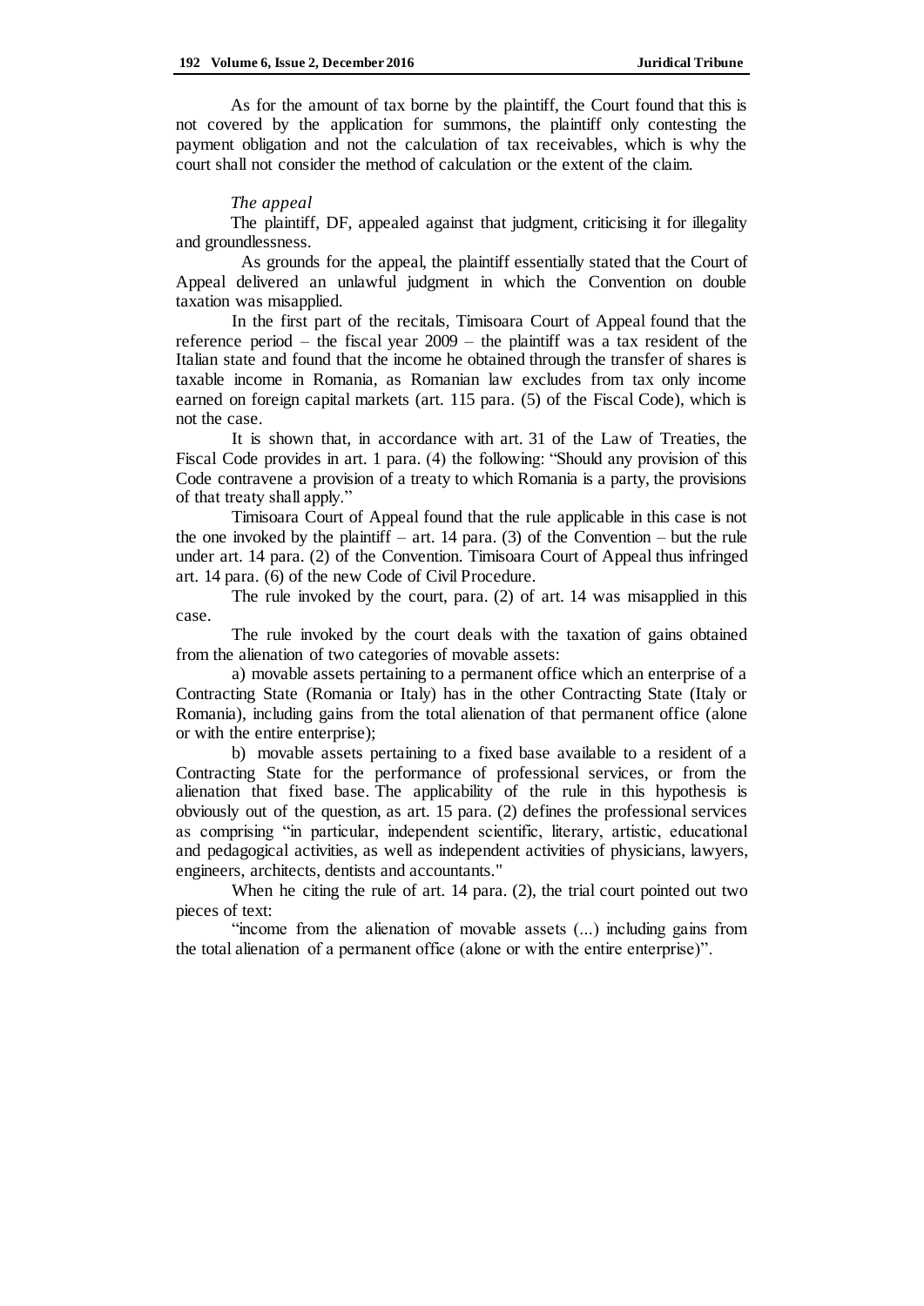As for the amount of tax borne by the plaintiff, the Court found that this is not covered by the application for summons, the plaintiff only contesting the payment obligation and not the calculation of tax receivables, which is why the court shall not consider the method of calculation or the extent of the claim.

*The appeal*

The plaintiff, DF, appealed against that judgment, criticising it for illegality and groundlessness.

As grounds for the appeal, the plaintiff essentially stated that the Court of Appeal delivered an unlawful judgment in which the Convention on double taxation was misapplied.

In the first part of the recitals, Timisoara Court of Appeal found that the reference period – the fiscal year 2009 – the plaintiff was a tax resident of the Italian state and found that the income he obtained through the transfer of shares is taxable income in Romania, as Romanian law excludes from tax only income earned on foreign capital markets (art. 115 para. (5) of the Fiscal Code), which is not the case.

It is shown that, in accordance with art. 31 of the Law of Treaties, the Fiscal Code provides in art. 1 para. (4) the following: "Should any provision of this Code contravene a provision of a treaty to which Romania is a party, the provisions of that treaty shall apply."

Timisoara Court of Appeal found that the rule applicable in this case is not the one invoked by the plaintiff – art. 14 para. (3) of the Convention – but the rule under art. 14 para. (2) of the Convention. Timisoara Court of Appeal thus infringed art. 14 para. (6) of the new Code of Civil Procedure.

The rule invoked by the court, para. (2) of art. 14 was misapplied in this case.

The rule invoked by the court deals with the taxation of gains obtained from the alienation of two categories of movable assets:

a) movable assets pertaining to a permanent office which an enterprise of a Contracting State (Romania or Italy) has in the other Contracting State (Italy or Romania), including gains from the total alienation of that permanent office (alone or with the entire enterprise);

b) movable assets pertaining to a fixed base available to a resident of a Contracting State for the performance of professional services, or from the alienation that fixed base. The applicability of the rule in this hypothesis is obviously out of the question, as art. 15 para. (2) defines the professional services as comprising "in particular, independent scientific, literary, artistic, educational and pedagogical activities, as well as independent activities of physicians, lawyers, engineers, architects, dentists and accountants."

When he citing the rule of art. 14 para. (2), the trial court pointed out two pieces of text:

"income from the alienation of movable assets (...) including gains from the total alienation of a permanent office (alone or with the entire enterprise)".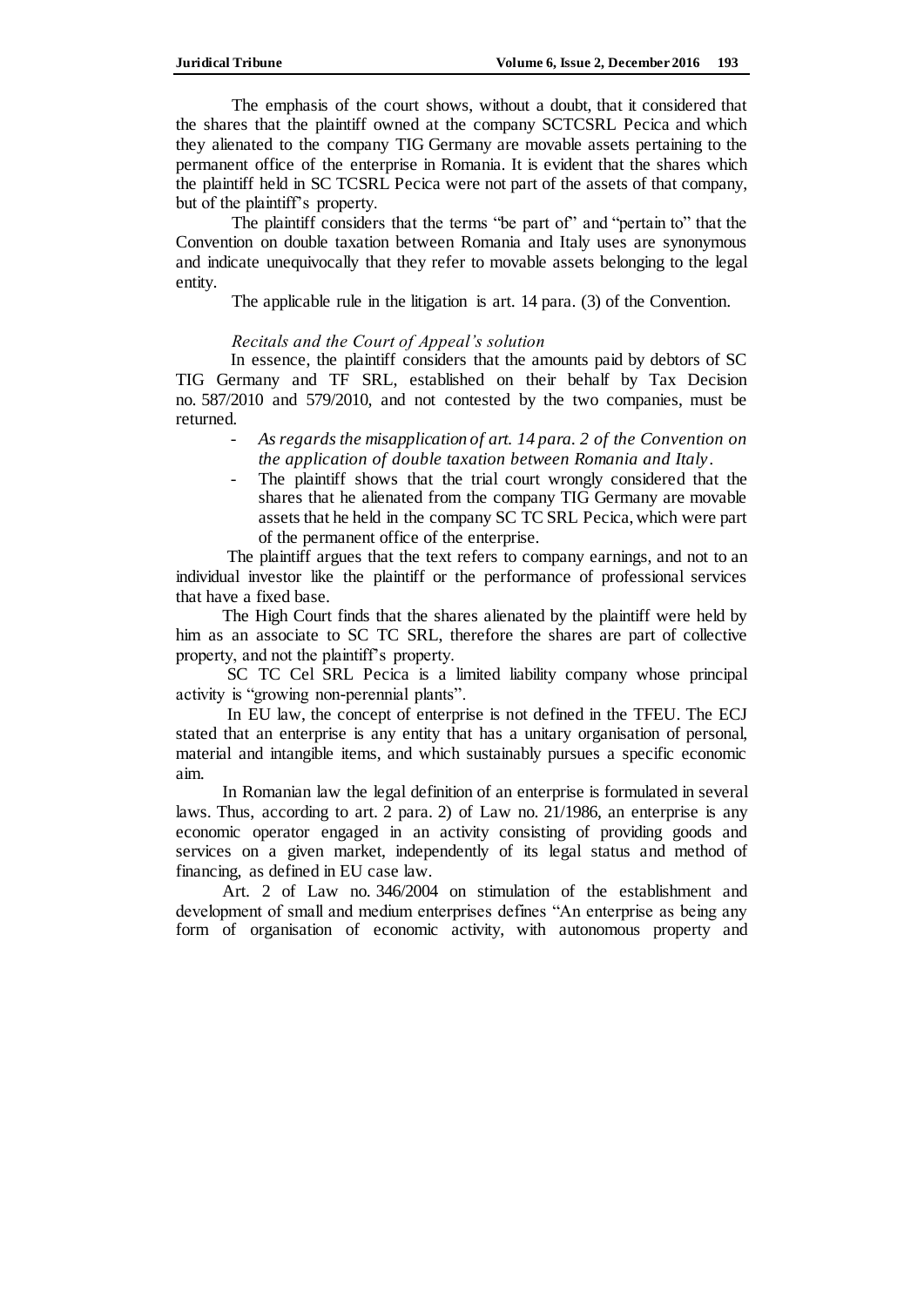The emphasis of the court shows, without a doubt, that it considered that the shares that the plaintiff owned at the company SCTCSRL Pecica and which they alienated to the company TIG Germany are movable assets pertaining to the permanent office of the enterprise in Romania. It is evident that the shares which the plaintiff held in SC TCSRL Pecica were not part of the assets of that company, but of the plaintiff's property.

The plaintiff considers that the terms "be part of" and "pertain to" that the Convention on double taxation between Romania and Italy uses are synonymous and indicate unequivocally that they refer to movable assets belonging to the legal entity.

The applicable rule in the litigation is art. 14 para. (3) of the Convention.

*Recitals and the Court of Appeal's solution*

In essence, the plaintiff considers that the amounts paid by debtors of SC TIG Germany and TF SRL, established on their behalf by Tax Decision no. 587/2010 and 579/2010, and not contested by the two companies, must be returned.

- *As regards the misapplication of art. 14 para. 2 of the Convention on the application of double taxation between Romania and Italy*.
- The plaintiff shows that the trial court wrongly considered that the shares that he alienated from the company TIG Germany are movable assets that he held in the company SC TC SRL Pecica, which were part of the permanent office of the enterprise.

The plaintiff argues that the text refers to company earnings, and not to an individual investor like the plaintiff or the performance of professional services that have a fixed base.

The High Court finds that the shares alienated by the plaintiff were held by him as an associate to SC TC SRL, therefore the shares are part of collective property, and not the plaintiff's property.

SC TC Cel SRL Pecica is a limited liability company whose principal activity is "growing non-perennial plants".

In EU law, the concept of enterprise is not defined in the TFEU. The ECJ stated that an enterprise is any entity that has a unitary organisation of personal, material and intangible items, and which sustainably pursues a specific economic aim.

In Romanian law the legal definition of an enterprise is formulated in several laws. Thus, according to art. 2 para. 2) of Law no. 21/1986, an enterprise is any economic operator engaged in an activity consisting of providing goods and services on a given market, independently of its legal status and method of financing, as defined in EU case law.

Art. 2 of Law no. 346/2004 on stimulation of the establishment and development of small and medium enterprises defines "An enterprise as being any form of organisation of economic activity, with autonomous property and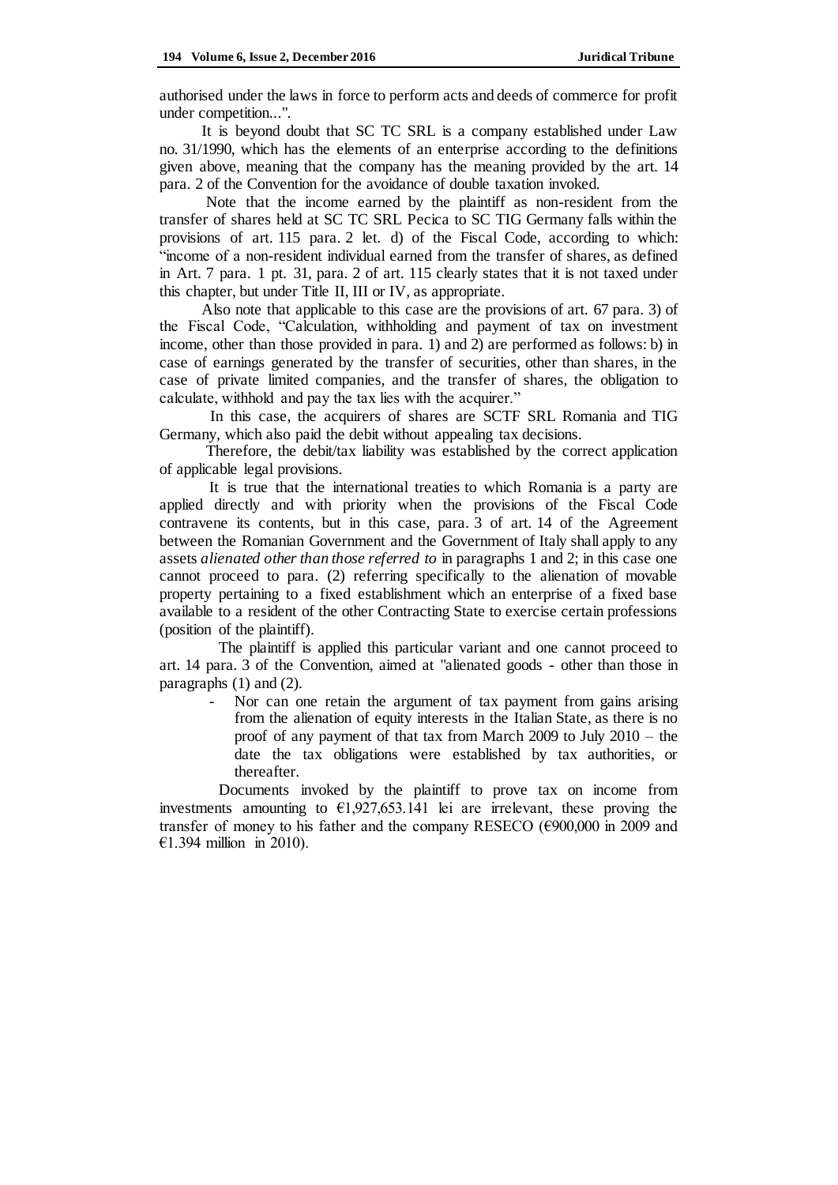authorised under the laws in force to perform acts and deeds of commerce for profit under competition...".

It is beyond doubt that SC TC SRL is a company established under Law no. 31/1990, which has the elements of an enterprise according to the definitions given above, meaning that the company has the meaning provided by the art. 14 para. 2 of the Convention for the avoidance of double taxation invoked.

Note that the income earned by the plaintiff as non-resident from the transfer of shares held at SC TC SRL Pecica to SC TIG Germany falls within the provisions of art. 115 para. 2 let. d) of the Fiscal Code, according to which: "income of a non-resident individual earned from the transfer of shares, as defined in Art. 7 para. 1 pt. 31, para. 2 of art. 115 clearly states that it is not taxed under this chapter, but under Title II, III or IV, as appropriate.

Also note that applicable to this case are the provisions of art. 67 para. 3) of the Fiscal Code, "Calculation, withholding and payment of tax on investment income, other than those provided in para. 1) and 2) are performed as follows: b) in case of earnings generated by the transfer of securities, other than shares, in the case of private limited companies, and the transfer of shares, the obligation to calculate, withhold and pay the tax lies with the acquirer."

In this case, the acquirers of shares are SCTF SRL Romania and TIG Germany, which also paid the debit without appealing tax decisions.

Therefore, the debit/tax liability was established by the correct application of applicable legal provisions.

It is true that the international treaties to which Romania is a party are applied directly and with priority when the provisions of the Fiscal Code contravene its contents, but in this case, para. 3 of art. 14 of the Agreement between the Romanian Government and the Government of Italy shall apply to any assets *alienated other than those referred to* in paragraphs 1 and 2; in this case one cannot proceed to para. (2) referring specifically to the alienation of movable property pertaining to a fixed establishment which an enterprise of a fixed base available to a resident of the other Contracting State to exercise certain professions (position of the plaintiff).

The plaintiff is applied this particular variant and one cannot proceed to art. 14 para. 3 of the Convention, aimed at "alienated goods - other than those in paragraphs (1) and (2).

- Nor can one retain the argument of tax payment from gains arising from the alienation of equity interests in the Italian State, as there is no proof of any payment of that tax from March 2009 to July 2010 – the date the tax obligations were established by tax authorities, or thereafter.

Documents invoked by the plaintiff to prove tax on income from investments amounting to €1,927,653.141 lei are irrelevant, these proving the transfer of money to his father and the company RESECO (€900,000 in 2009 and €1.394 million in 2010).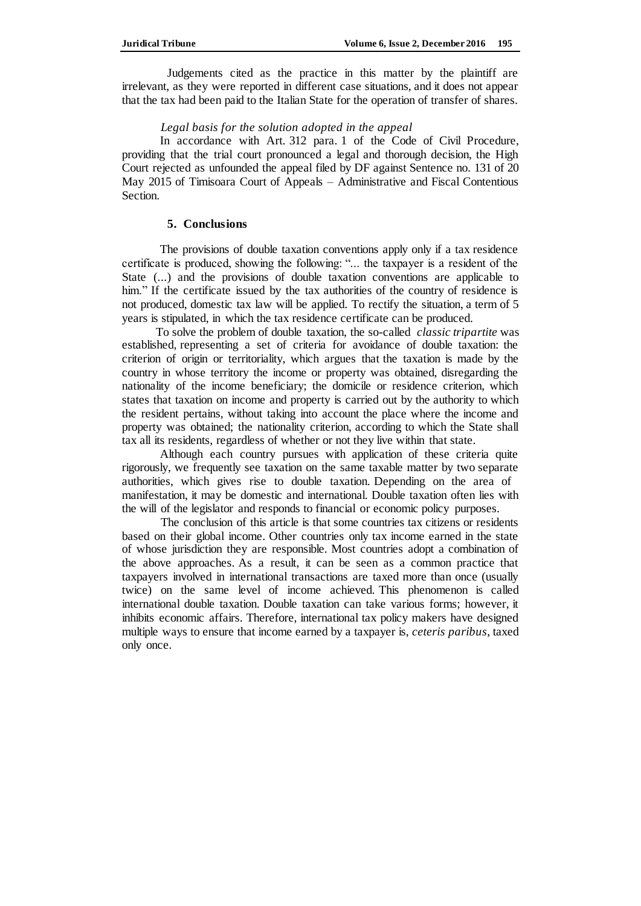Judgements cited as the practice in this matter by the plaintiff are irrelevant, as they were reported in different case situations, and it does not appear that the tax had been paid to the Italian State for the operation of transfer of shares.

*Legal basis for the solution adopted in the appeal*

In accordance with Art. 312 para. 1 of the Code of Civil Procedure, providing that the trial court pronounced a legal and thorough decision, the High Court rejected as unfounded the appeal filed by DF against Sentence no. 131 of 20 May 2015 of Timisoara Court of Appeals – Administrative and Fiscal Contentious Section.

## 5. Conclusions

The provisions of double taxation conventions apply only if a tax residence certificate is produced, showing the following: "... the taxpayer is a resident of the State (...) and the provisions of double taxation conventions are applicable to him." If the certificate issued by the tax authorities of the country of residence is not produced, domestic tax law will be applied. To rectify the situation, a term of 5 years is stipulated, in which the tax residence certificate can be produced.

To solve the problem of double taxation, the so-called *classic tripartite* was established, representing a set of criteria for avoidance of double taxation: the criterion of origin or territoriality, which argues that the taxation is made by the country in whose territory the income or property was obtained, disregarding the nationality of the income beneficiary; the domicile or residence criterion, which states that taxation on income and property is carried out by the authority to which the resident pertains, without taking into account the place where the income and property was obtained; the nationality criterion, according to which the State shall tax all its residents, regardless of whether or not they live within that state.

Although each country pursues with application of these criteria quite rigorously, we frequently see taxation on the same taxable matter by two separate authorities, which gives rise to double taxation. Depending on the area of manifestation, it may be domestic and international. Double taxation often lies with the will of the legislator and responds to financial or economic policy purposes.

The conclusion of this article is that some countries tax citizens or residents based on their global income. Other countries only tax income earned in the state of whose jurisdiction they are responsible. Most countries adopt a combination of the above approaches. As a result, it can be seen as a common practice that taxpayers involved in international transactions are taxed more than once (usually twice) on the same level of income achieved. This phenomenon is called international double taxation. Double taxation can take various forms; however, it inhibits economic affairs. Therefore, international tax policy makers have designed multiple ways to ensure that income earned by a taxpayer is, *ceteris paribus*, taxed only once.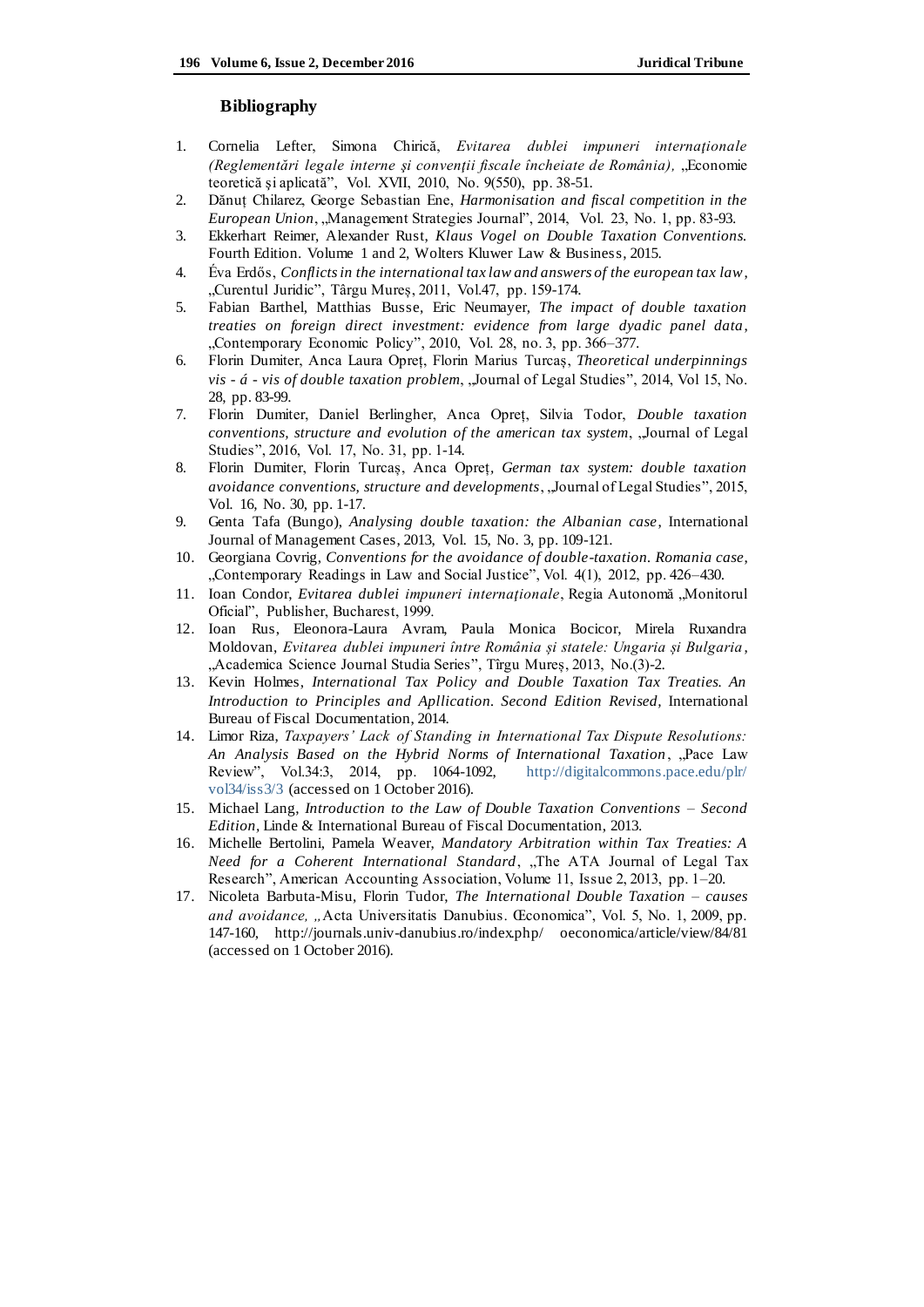## Bibliography

1. Cornelia Lefter, Simona Chirică, *Evitarea dublei impuneri internaţionale (Reglementări legale interne şi convenţii fiscale încheiate de România),* „Economie teoretică şi aplicată", Vol. XVII, 2010, No. 9(550), pp. 38-51.
2. Dănuț Chilarez, George Sebastian Ene, *Harmonisation and fiscal competition in the European Union*, „Management Strategies Journal", 2014, Vol. 23, No. 1, pp. 83-93.
3. Ekkerhart Reimer, Alexander Rust, *Klaus Vogel on Double Taxation Conventions.* Fourth Edition. Volume 1 and 2, Wolters Kluwer Law & Business, 2015.
4. Éva Erdős, *Conflicts in the international tax law and answers of the european tax law*, „Curentul Juridic", Târgu Mureș, 2011, Vol.47, pp. 159-174.
5. Fabian Barthel, Matthias Busse, Eric Neumayer, *The impact of double taxation treaties on foreign direct investment: evidence from large dyadic panel data*, „Contemporary Economic Policy", 2010, Vol. 28, no. 3, pp. 366–377.
6. Florin Dumiter, Anca Laura Opreț, Florin Marius Turcaș, *Theoretical underpinnings vis - á - vis of double taxation problem*, „Journal of Legal Studies", 2014, Vol 15, No. 28, pp. 83-99.
7. Florin Dumiter, Daniel Berlingher, Anca Opreț, Silvia Todor, *Double taxation conventions, structure and evolution of the american tax system*, „Journal of Legal Studies", 2016, Vol. 17, No. 31, pp. 1-14.
8. Florin Dumiter, Florin Turcaș, Anca Opreț, *German tax system: double taxation avoidance conventions, structure and developments*, „Journal of Legal Studies", 2015, Vol. 16, No. 30, pp. 1-17.
9. Genta Tafa (Bungo), *Analysing double taxation: the Albanian case*, International Journal of Management Cases, 2013, Vol. 15, No. 3, pp. 109-121.
10. Georgiana Covrig, *Conventions for the avoidance of double-taxation. Romania case*, „Contemporary Readings in Law and Social Justice", Vol. 4(1), 2012, pp. 426–430.
11. Ioan Condor, *Evitarea dublei impuneri internaţionale*, Regia Autonomă „Monitorul Oficial", Publisher, Bucharest, 1999.
12. Ioan Rus, Eleonora-Laura Avram, Paula Monica Bocicor, Mirela Ruxandra Moldovan, *Evitarea dublei impuneri între România și statele: Ungaria și Bulgaria*, „Academica Science Journal Studia Series", Tîrgu Mureș, 2013, No.(3)-2.
13. Kevin Holmes, *International Tax Policy and Double Taxation Tax Treaties. An Introduction to Principles and Apllication. Second Edition Revised*, International Bureau of Fiscal Documentation, 2014.
14. Limor Riza, *Taxpayers' Lack of Standing in International Tax Dispute Resolutions: An Analysis Based on the Hybrid Norms of International Taxation*, „Pace Law Review", Vol.34:3, 2014, pp. 1064-1092, http://digitalcommons.pace.edu/plr/vol34/iss3/3 (accessed on 1 October 2016).
15. Michael Lang, *Introduction to the Law of Double Taxation Conventions – Second Edition*, Linde & International Bureau of Fiscal Documentation, 2013.
16. Michelle Bertolini, Pamela Weaver, *Mandatory Arbitration within Tax Treaties: A Need for a Coherent International Standard*, „The ATA Journal of Legal Tax Research", American Accounting Association, Volume 11, Issue 2, 2013, pp. 1–20.
17. Nicoleta Barbuta-Misu, Florin Tudor, *The International Double Taxation – causes and avoidance, „*Acta Universitatis Danubius. Œconomica", Vol. 5, No. 1, 2009, pp. 147-160, http://journals.univ-danubius.ro/index.php/ oeconomica/article/view/84/81 (accessed on 1 October 2016).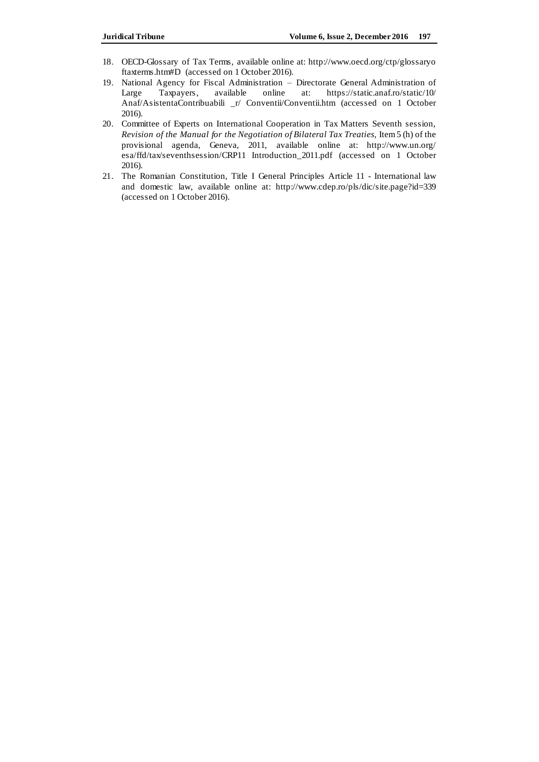18. OECD-Glossary of Tax Terms, available online at: http://www.oecd.org/ctp/glossaryoftaxterms.htm#D (accessed on 1 October 2016).
19. National Agency for Fiscal Administration – Directorate General Administration of Large Taxpayers, available online at: https://static.anaf.ro/static/10/Anaf/AsistentaContribuabili _r/ Conventii/Conventii.htm (accessed on 1 October 2016).
20. Committee of Experts on International Cooperation in Tax Matters Seventh session, *Revision of the Manual for the Negotiation of Bilateral Tax Treaties,* Item 5 (h) of the provisional agenda, Geneva, 2011, available online at: http://www.un.org/esa/ffd/tax/seventhsession/CRP11 Introduction_2011.pdf (accessed on 1 October 2016).
21. The Romanian Constitution, Title I General Principles Article 11 - International law and domestic law, available online at: http://www.cdep.ro/pls/dic/site.page?id=339 (accessed on 1 October 2016).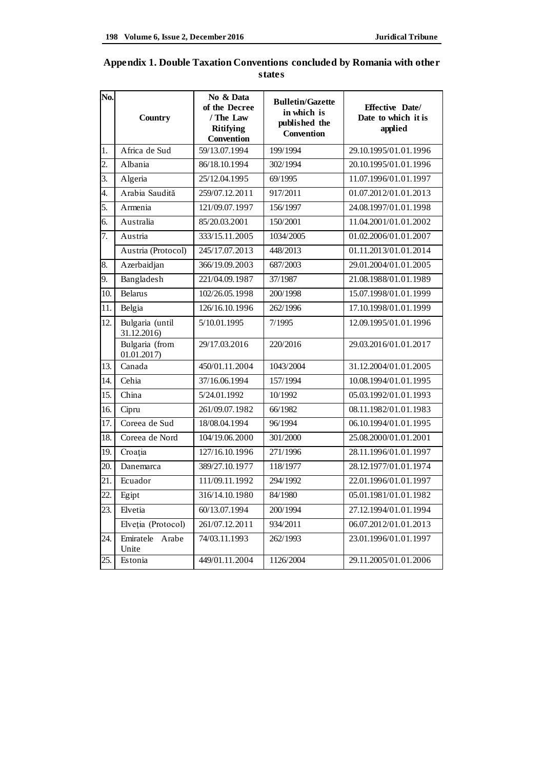## Appendix 1. Double Taxation Conventions concluded by Romania with other states

| No. | Country | No & Data of the Decree / The Law Ritifying Convention | Bulletin/Gazette in which is published the Convention | Effective Date/ Date to which it is applied |
|---|---|---|---|---|
| 1. | Africa de Sud | 59/13.07.1994 | 199/1994 | 29.10.1995/01.01.1996 |
| 2. | Albania | 86/18.10.1994 | 302/1994 | 20.10.1995/01.01.1996 |
| 3. | Algeria | 25/12.04.1995 | 69/1995 | 11.07.1996/01.01.1997 |
| 4. | Arabia Saudită | 259/07.12.2011 | 917/2011 | 01.07.2012/01.01.2013 |
| 5. | Armenia | 121/09.07.1997 | 156/1997 | 24.08.1997/01.01.1998 |
| 6. | Australia | 85/20.03.2001 | 150/2001 | 11.04.2001/01.01.2002 |
| 7. | Austria | 333/15.11.2005 | 1034/2005 | 01.02.2006/01.01.2007 |
| | Austria (Protocol) | 245/17.07.2013 | 448/2013 | 01.11.2013/01.01.2014 |
| 8. | Azerbaidjan | 366/19.09.2003 | 687/2003 | 29.01.2004/01.01.2005 |
| 9. | Bangladesh | 221/04.09.1987 | 37/1987 | 21.08.1988/01.01.1989 |
| 10. | Belarus | 102/26.05.1998 | 200/1998 | 15.07.1998/01.01.1999 |
| 11. | Belgia | 126/16.10.1996 | 262/1996 | 17.10.1998/01.01.1999 |
| 12. | Bulgaria (until 31.12.2016) | 5/10.01.1995 | 7/1995 | 12.09.1995/01.01.1996 |
| | Bulgaria (from 01.01.2017) | 29/17.03.2016 | 220/2016 | 29.03.2016/01.01.2017 |
| 13. | Canada | 450/01.11.2004 | 1043/2004 | 31.12.2004/01.01.2005 |
| 14. | Cehia | 37/16.06.1994 | 157/1994 | 10.08.1994/01.01.1995 |
| 15. | China | 5/24.01.1992 | 10/1992 | 05.03.1992/01.01.1993 |
| 16. | Cipru | 261/09.07.1982 | 66/1982 | 08.11.1982/01.01.1983 |
| 17. | Coreea de Sud | 18/08.04.1994 | 96/1994 | 06.10.1994/01.01.1995 |
| 18. | Coreea de Nord | 104/19.06.2000 | 301/2000 | 25.08.2000/01.01.2001 |
| 19. | Croația | 127/16.10.1996 | 271/1996 | 28.11.1996/01.01.1997 |
| 20. | Danemarca | 389/27.10.1977 | 118/1977 | 28.12.1977/01.01.1974 |
| 21. | Ecuador | 111/09.11.1992 | 294/1992 | 22.01.1996/01.01.1997 |
| 22. | Egipt | 316/14.10.1980 | 84/1980 | 05.01.1981/01.01.1982 |
| 23. | Elvetia | 60/13.07.1994 | 200/1994 | 27.12.1994/01.01.1994 |
| | Elveția (Protocol) | 261/07.12.2011 | 934/2011 | 06.07.2012/01.01.2013 |
| 24. | Emiratele Arabe Unite | 74/03.11.1993 | 262/1993 | 23.01.1996/01.01.1997 |
| 25. | Estonia | 449/01.11.2004 | 1126/2004 | 29.11.2005/01.01.2006 |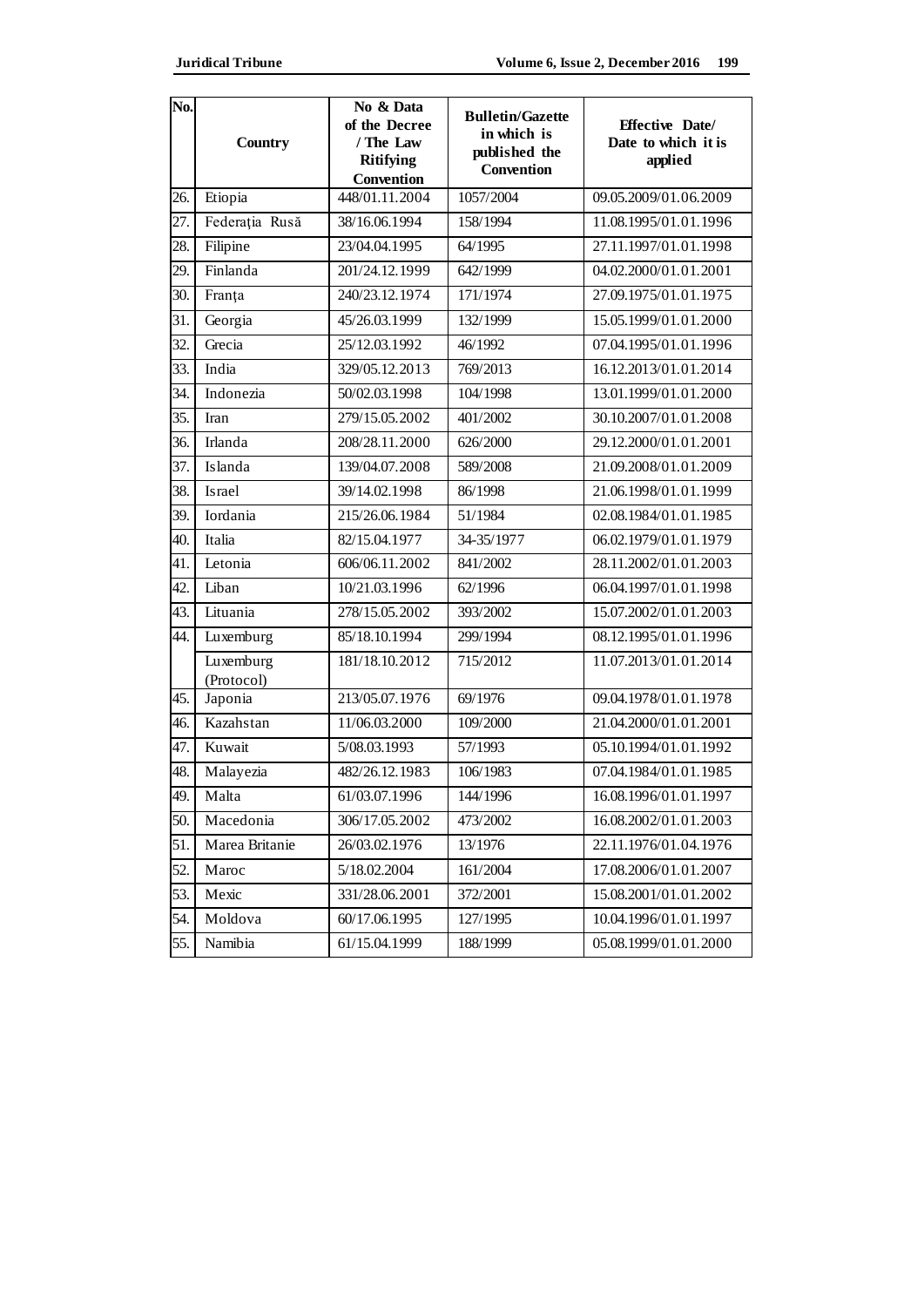| No. | Country | No & Data of the Decree / The Law Ritifying Convention | Bulletin/Gazette in which is published the Convention | Effective Date/ Date to which it is applied |
|---|---|---|---|---|
| 26. | Etiopia | 448/01.11.2004 | 1057/2004 | 09.05.2009/01.06.2009 |
| 27. | Federația Rusă | 38/16.06.1994 | 158/1994 | 11.08.1995/01.01.1996 |
| 28. | Filipine | 23/04.04.1995 | 64/1995 | 27.11.1997/01.01.1998 |
| 29. | Finlanda | 201/24.12.1999 | 642/1999 | 04.02.2000/01.01.2001 |
| 30. | Franța | 240/23.12.1974 | 171/1974 | 27.09.1975/01.01.1975 |
| 31. | Georgia | 45/26.03.1999 | 132/1999 | 15.05.1999/01.01.2000 |
| 32. | Grecia | 25/12.03.1992 | 46/1992 | 07.04.1995/01.01.1996 |
| 33. | India | 329/05.12.2013 | 769/2013 | 16.12.2013/01.01.2014 |
| 34. | Indonezia | 50/02.03.1998 | 104/1998 | 13.01.1999/01.01.2000 |
| 35. | Iran | 279/15.05.2002 | 401/2002 | 30.10.2007/01.01.2008 |
| 36. | Irlanda | 208/28.11.2000 | 626/2000 | 29.12.2000/01.01.2001 |
| 37. | Islanda | 139/04.07.2008 | 589/2008 | 21.09.2008/01.01.2009 |
| 38. | Israel | 39/14.02.1998 | 86/1998 | 21.06.1998/01.01.1999 |
| 39. | Iordania | 215/26.06.1984 | 51/1984 | 02.08.1984/01.01.1985 |
| 40. | Italia | 82/15.04.1977 | 34-35/1977 | 06.02.1979/01.01.1979 |
| 41. | Letonia | 606/06.11.2002 | 841/2002 | 28.11.2002/01.01.2003 |
| 42. | Liban | 10/21.03.1996 | 62/1996 | 06.04.1997/01.01.1998 |
| 43. | Lituania | 278/15.05.2002 | 393/2002 | 15.07.2002/01.01.2003 |
| 44. | Luxemburg | 85/18.10.1994 | 299/1994 | 08.12.1995/01.01.1996 |
| | Luxemburg (Protocol) | 181/18.10.2012 | 715/2012 | 11.07.2013/01.01.2014 |
| 45. | Japonia | 213/05.07.1976 | 69/1976 | 09.04.1978/01.01.1978 |
| 46. | Kazahstan | 11/06.03.2000 | 109/2000 | 21.04.2000/01.01.2001 |
| 47. | Kuwait | 5/08.03.1993 | 57/1993 | 05.10.1994/01.01.1992 |
| 48. | Malayezia | 482/26.12.1983 | 106/1983 | 07.04.1984/01.01.1985 |
| 49. | Malta | 61/03.07.1996 | 144/1996 | 16.08.1996/01.01.1997 |
| 50. | Macedonia | 306/17.05.2002 | 473/2002 | 16.08.2002/01.01.2003 |
| 51. | Marea Britanie | 26/03.02.1976 | 13/1976 | 22.11.1976/01.04.1976 |
| 52. | Maroc | 5/18.02.2004 | 161/2004 | 17.08.2006/01.01.2007 |
| 53. | Mexic | 331/28.06.2001 | 372/2001 | 15.08.2001/01.01.2002 |
| 54. | Moldova | 60/17.06.1995 | 127/1995 | 10.04.1996/01.01.1997 |
| 55. | Namibia | 61/15.04.1999 | 188/1999 | 05.08.1999/01.01.2000 |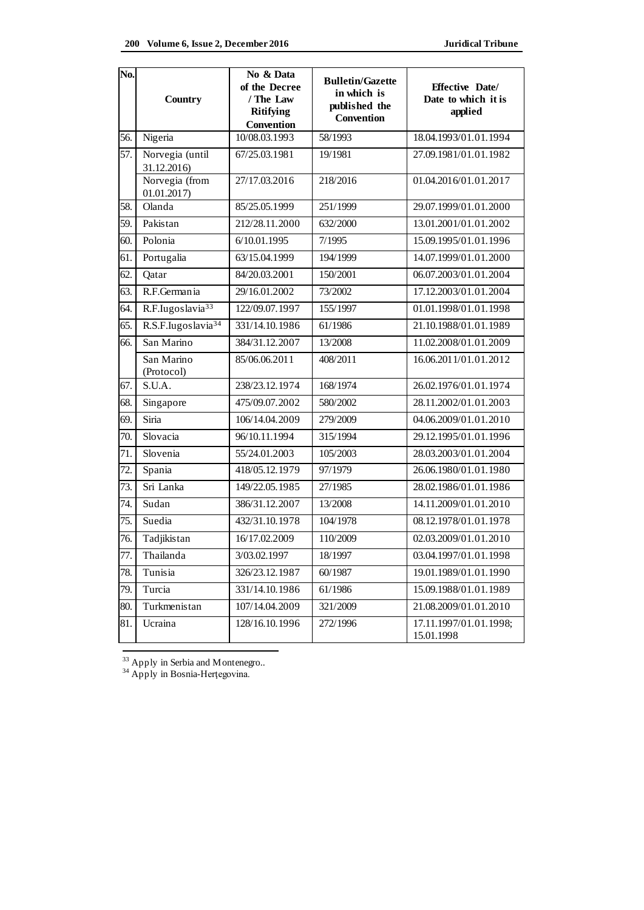| No. | Country | No & Data of the Decree / The Law Ritifying Convention | Bulletin/Gazette in which is published the Convention | Effective Date/ Date to which it is applied |
|---|---|---|---|---|
| 56. | Nigeria | 10/08.03.1993 | 58/1993 | 18.04.1993/01.01.1994 |
| 57. | Norvegia (until 31.12.2016) | 67/25.03.1981 | 19/1981 | 27.09.1981/01.01.1982 |
| | Norvegia (from 01.01.2017) | 27/17.03.2016 | 218/2016 | 01.04.2016/01.01.2017 |
| 58. | Olanda | 85/25.05.1999 | 251/1999 | 29.07.1999/01.01.2000 |
| 59. | Pakistan | 212/28.11.2000 | 632/2000 | 13.01.2001/01.01.2002 |
| 60. | Polonia | 6/10.01.1995 | 7/1995 | 15.09.1995/01.01.1996 |
| 61. | Portugalia | 63/15.04.1999 | 194/1999 | 14.07.1999/01.01.2000 |
| 62. | Qatar | 84/20.03.2001 | 150/2001 | 06.07.2003/01.01.2004 |
| 63. | R.F.Germania | 29/16.01.2002 | 73/2002 | 17.12.2003/01.01.2004 |
| 64. | R.F.Iugoslavia[33] | 122/09.07.1997 | 155/1997 | 01.01.1998/01.01.1998 |
| 65. | R.S.F.Iugoslavia[34] | 331/14.10.1986 | 61/1986 | 21.10.1988/01.01.1989 |
| 66. | San Marino | 384/31.12.2007 | 13/2008 | 11.02.2008/01.01.2009 |
| | San Marino (Protocol) | 85/06.06.2011 | 408/2011 | 16.06.2011/01.01.2012 |
| 67. | S.U.A. | 238/23.12.1974 | 168/1974 | 26.02.1976/01.01.1974 |
| 68. | Singapore | 475/09.07.2002 | 580/2002 | 28.11.2002/01.01.2003 |
| 69. | Siria | 106/14.04.2009 | 279/2009 | 04.06.2009/01.01.2010 |
| 70. | Slovacia | 96/10.11.1994 | 315/1994 | 29.12.1995/01.01.1996 |
| 71. | Slovenia | 55/24.01.2003 | 105/2003 | 28.03.2003/01.01.2004 |
| 72. | Spania | 418/05.12.1979 | 97/1979 | 26.06.1980/01.01.1980 |
| 73. | Sri Lanka | 149/22.05.1985 | 27/1985 | 28.02.1986/01.01.1986 |
| 74. | Sudan | 386/31.12.2007 | 13/2008 | 14.11.2009/01.01.2010 |
| 75. | Suedia | 432/31.10.1978 | 104/1978 | 08.12.1978/01.01.1978 |
| 76. | Tadjikistan | 16/17.02.2009 | 110/2009 | 02.03.2009/01.01.2010 |
| 77. | Thailanda | 3/03.02.1997 | 18/1997 | 03.04.1997/01.01.1998 |
| 78. | Tunisia | 326/23.12.1987 | 60/1987 | 19.01.1989/01.01.1990 |
| 79. | Turcia | 331/14.10.1986 | 61/1986 | 15.09.1988/01.01.1989 |
| 80. | Turkmenistan | 107/14.04.2009 | 321/2009 | 21.08.2009/01.01.2010 |
| 81. | Ucraina | 128/16.10.1996 | 272/1996 | 17.11.1997/01.01.1998; 15.01.1998 |

[33] Apply in Serbia and Montenegro..

[34] Apply in Bosnia-Herţegovina.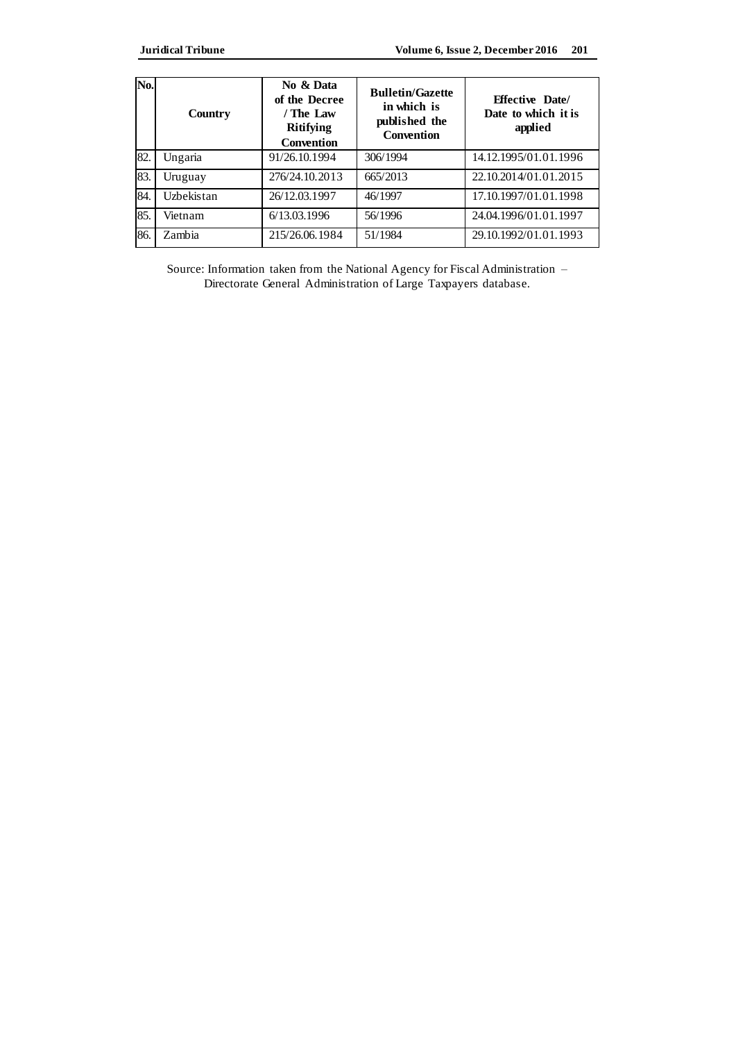| No. | Country | No & Data of the Decree / The Law Ritifying Convention | Bulletin/Gazette in which is published the Convention | Effective Date/ Date to which it is applied |
|---|---|---|---|---|
| 82. | Ungaria | 91/26.10.1994 | 306/1994 | 14.12.1995/01.01.1996 |
| 83. | Uruguay | 276/24.10.2013 | 665/2013 | 22.10.2014/01.01.2015 |
| 84. | Uzbekistan | 26/12.03.1997 | 46/1997 | 17.10.1997/01.01.1998 |
| 85. | Vietnam | 6/13.03.1996 | 56/1996 | 24.04.1996/01.01.1997 |
| 86. | Zambia | 215/26.06.1984 | 51/1984 | 29.10.1992/01.01.1993 |

Source: Information taken from the National Agency for Fiscal Administration – Directorate General Administration of Large Taxpayers database.